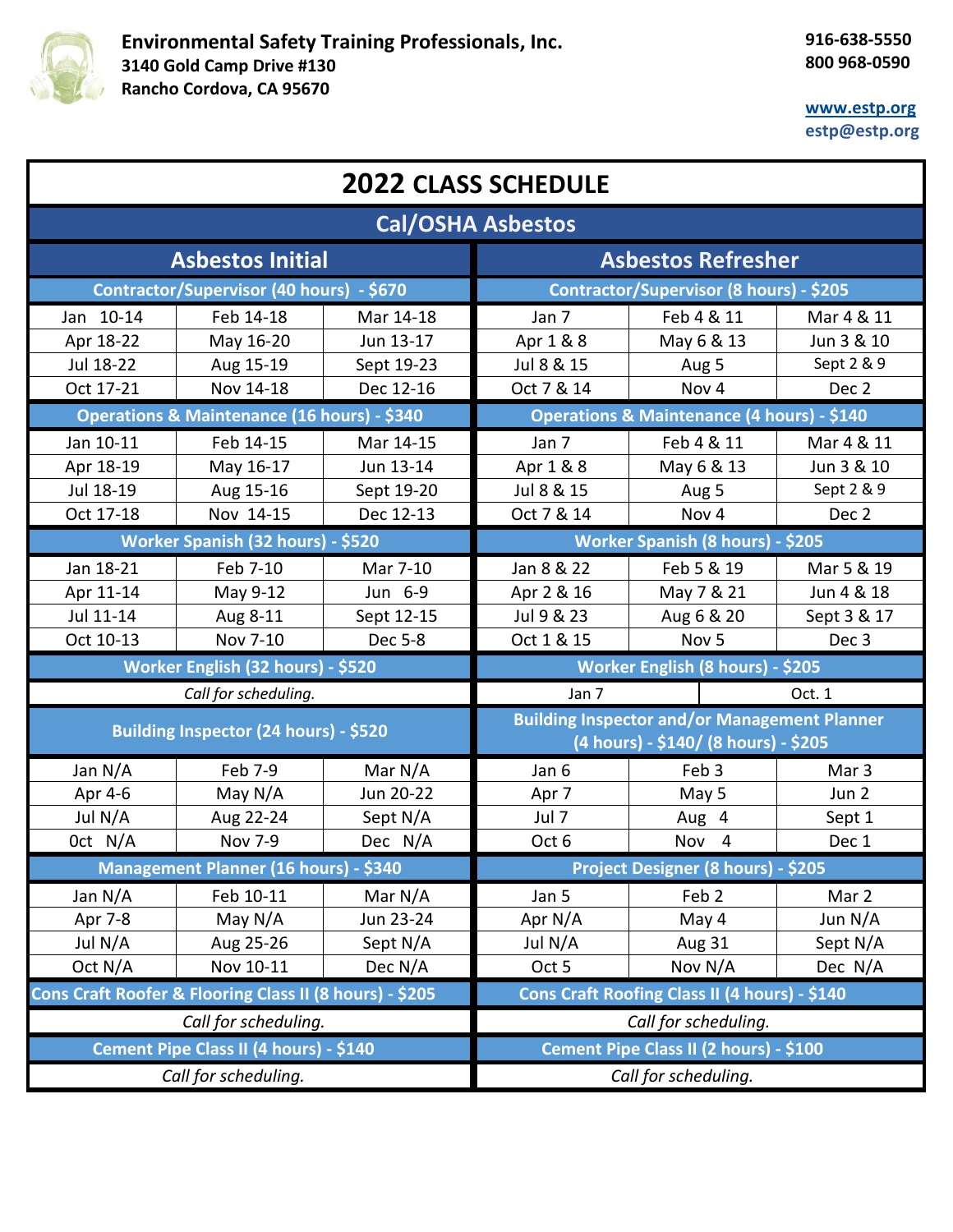**Environmental Safety Training Professionals, Inc.**
**3140 Gold Camp Drive #130**
**Rancho Cordova, CA 95670**

**916-638-5550**
**800 968-0590**

**www.estp.org**
**estp@estp.org**

# 2022 CLASS SCHEDULE

## Cal/OSHA Asbestos

| Asbestos Initial | | | Asbestos Refresher | | |
|---|---|---|---|---|---|
| **Contractor/Supervisor (40 hours) - $670** | | | **Contractor/Supervisor (8 hours) - $205** | | |
| Jan 10-14 | Feb 14-18 | Mar 14-18 | Jan 7 | Feb 4 & 11 | Mar 4 & 11 |
| Apr 18-22 | May 16-20 | Jun 13-17 | Apr 1 & 8 | May 6 & 13 | Jun 3 & 10 |
| Jul 18-22 | Aug 15-19 | Sept 19-23 | Jul 8 & 15 | Aug 5 | Sept 2 & 9 |
| Oct 17-21 | Nov 14-18 | Dec 12-16 | Oct 7 & 14 | Nov 4 | Dec 2 |
| **Operations & Maintenance (16 hours) - $340** | | | **Operations & Maintenance (4 hours) - $140** | | |
| Jan 10-11 | Feb 14-15 | Mar 14-15 | Jan 7 | Feb 4 & 11 | Mar 4 & 11 |
| Apr 18-19 | May 16-17 | Jun 13-14 | Apr 1 & 8 | May 6 & 13 | Jun 3 & 10 |
| Jul 18-19 | Aug 15-16 | Sept 19-20 | Jul 8 & 15 | Aug 5 | Sept 2 & 9 |
| Oct 17-18 | Nov 14-15 | Dec 12-13 | Oct 7 & 14 | Nov 4 | Dec 2 |
| **Worker Spanish (32 hours) - $520** | | | **Worker Spanish (8 hours) - $205** | | |
| Jan 18-21 | Feb 7-10 | Mar 7-10 | Jan 8 & 22 | Feb 5 & 19 | Mar 5 & 19 |
| Apr 11-14 | May 9-12 | Jun 6-9 | Apr 2 & 16 | May 7 & 21 | Jun 4 & 18 |
| Jul 11-14 | Aug 8-11 | Sept 12-15 | Jul 9 & 23 | Aug 6 & 20 | Sept 3 & 17 |
| Oct 10-13 | Nov 7-10 | Dec 5-8 | Oct 1 & 15 | Nov 5 | Dec 3 |
| **Worker English (32 hours) - $520** | | | **Worker English (8 hours) - $205** | | |
| *Call for scheduling.* | | | Jan 7 | Oct. 1 | |
| **Building Inspector (24 hours) - $520** | | | **Building Inspector and/or Management Planner (4 hours) - $140/ (8 hours) - $205** | | |
| Jan N/A | Feb 7-9 | Mar N/A | Jan 6 | Feb 3 | Mar 3 |
| Apr 4-6 | May N/A | Jun 20-22 | Apr 7 | May 5 | Jun 2 |
| Jul N/A | Aug 22-24 | Sept N/A | Jul 7 | Aug 4 | Sept 1 |
| 0ct N/A | Nov 7-9 | Dec N/A | Oct 6 | Nov 4 | Dec 1 |
| **Management Planner (16 hours) - $340** | | | **Project Designer (8 hours) - $205** | | |
| Jan N/A | Feb 10-11 | Mar N/A | Jan 5 | Feb 2 | Mar 2 |
| Apr 7-8 | May N/A | Jun 23-24 | Apr N/A | May 4 | Jun N/A |
| Jul N/A | Aug 25-26 | Sept N/A | Jul N/A | Aug 31 | Sept N/A |
| Oct N/A | Nov 10-11 | Dec N/A | Oct 5 | Nov N/A | Dec N/A |
| **Cons Craft Roofer & Flooring Class II (8 hours) - $205** | | | **Cons Craft Roofing Class II (4 hours) - $140** | | |
| *Call for scheduling.* | | | *Call for scheduling.* | | |
| **Cement Pipe Class II (4 hours) - $140** | | | **Cement Pipe Class II (2 hours) - $100** | | |
| *Call for scheduling.* | | | *Call for scheduling.* | | |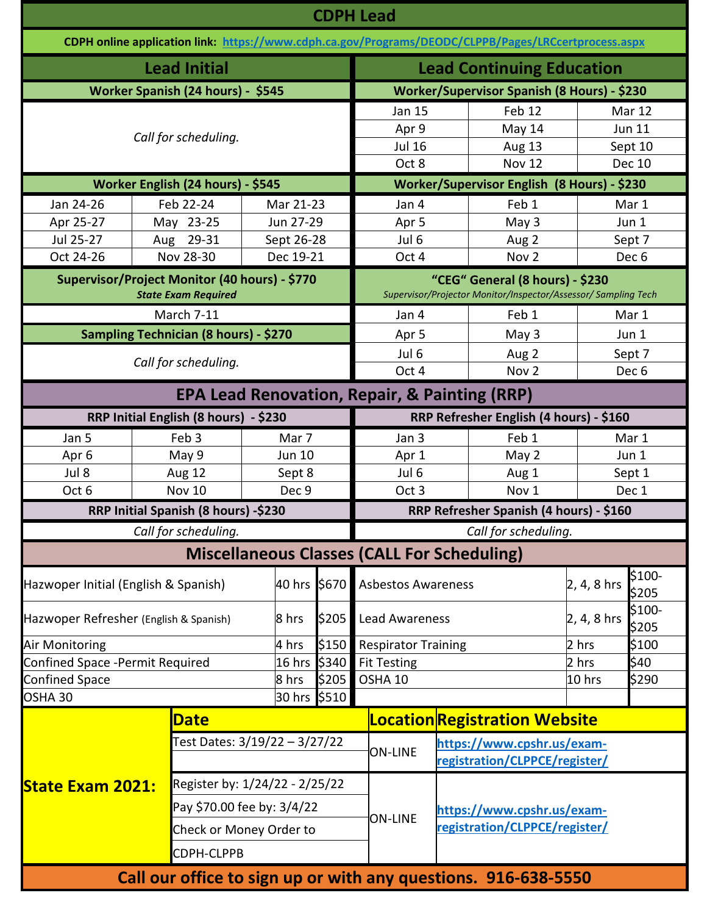# CDPH Lead

**CDPH online application link:** https://www.cdph.ca.gov/Programs/DEODC/CLPPB/Pages/LRCcertprocess.aspx

## Lead Initial

### Worker Spanish (24 hours) - $545

*Call for scheduling.*

### Worker English (24 hours) - $545

| | | |
|---|---|---|
| Jan 24-26 | Feb 22-24 | Mar 21-23 |
| Apr 25-27 | May 23-25 | Jun 27-29 |
| Jul 25-27 | Aug 29-31 | Sept 26-28 |
| Oct 24-26 | Nov 28-30 | Dec 19-21 |

### Supervisor/Project Monitor (40 hours) - $770

***State Exam Required***

March 7-11

### Sampling Technician (8 hours) - $270

*Call for scheduling.*

## Lead Continuing Education

### Worker/Supervisor Spanish (8 Hours) - $230

| | | |
|---|---|---|
| Jan 15 | Feb 12 | Mar 12 |
| Apr 9 | May 14 | Jun 11 |
| Jul 16 | Aug 13 | Sept 10 |
| Oct 8 | Nov 12 | Dec 10 |

### Worker/Supervisor English (8 Hours) - $230

| | | |
|---|---|---|
| Jan 4 | Feb 1 | Mar 1 |
| Apr 5 | May 3 | Jun 1 |
| Jul 6 | Aug 2 | Sept 7 |
| Oct 4 | Nov 2 | Dec 6 |

### "CEG" General (8 hours) - $230

*Supervisor/Projector Monitor/Inspector/Assessor/ Sampling Tech*

| | | |
|---|---|---|
| Jan 4 | Feb 1 | Mar 1 |
| Apr 5 | May 3 | Jun 1 |
| Jul 6 | Aug 2 | Sept 7 |
| Oct 4 | Nov 2 | Dec 6 |

# EPA Lead Renovation, Repair, & Painting (RRP)

### RRP Initial English (8 hours) - $230

| | | |
|---|---|---|
| Jan 5 | Feb 3 | Mar 7 |
| Apr 6 | May 9 | Jun 10 |
| Jul 8 | Aug 12 | Sept 8 |
| Oct 6 | Nov 10 | Dec 9 |

### RRP Initial Spanish (8 hours) -$230

*Call for scheduling.*

### RRP Refresher English (4 hours) - $160

| | | |
|---|---|---|
| Jan 3 | Feb 1 | Mar 1 |
| Apr 1 | May 2 | Jun 1 |
| Jul 6 | Aug 1 | Sept 1 |
| Oct 3 | Nov 1 | Dec 1 |

### RRP Refresher Spanish (4 hours) - $160

*Call for scheduling.*

# Miscellaneous Classes (CALL For Scheduling)

| | | | | | |
|---|---|---|---|---|---|
| Hazwoper Initial (English & Spanish) | 40 hrs | $670 | Asbestos Awareness | 2, 4, 8 hrs | $100-$205 |
| Hazwoper Refresher (English & Spanish) | 8 hrs | $205 | Lead Awareness | 2, 4, 8 hrs | $100-$205 |
| Air Monitoring | 4 hrs | $150 | Respirator Training | 2 hrs | $100 |
| Confined Space -Permit Required | 16 hrs | $340 | Fit Testing | 2 hrs | $40 |
| Confined Space | 8 hrs | $205 | OSHA 10 | 10 hrs | $290 |
| OSHA 30 | 30 hrs | $510 | | | |

## State Exam 2021:

| Date | Location | Registration Website |
|---|---|---|
| Test Dates: 3/19/22 – 3/27/22 | ON-LINE | https://www.cpshr.us/exam-registration/CLPPCE/register/ |
| Register by: 1/24/22 - 2/25/22<br>Pay $70.00 fee by: 3/4/22<br>Check or Money Order to<br>CDPH-CLPPB | ON-LINE | https://www.cpshr.us/exam-registration/CLPPCE/register/ |

**Call our office to sign up or with any questions. 916-638-5550**